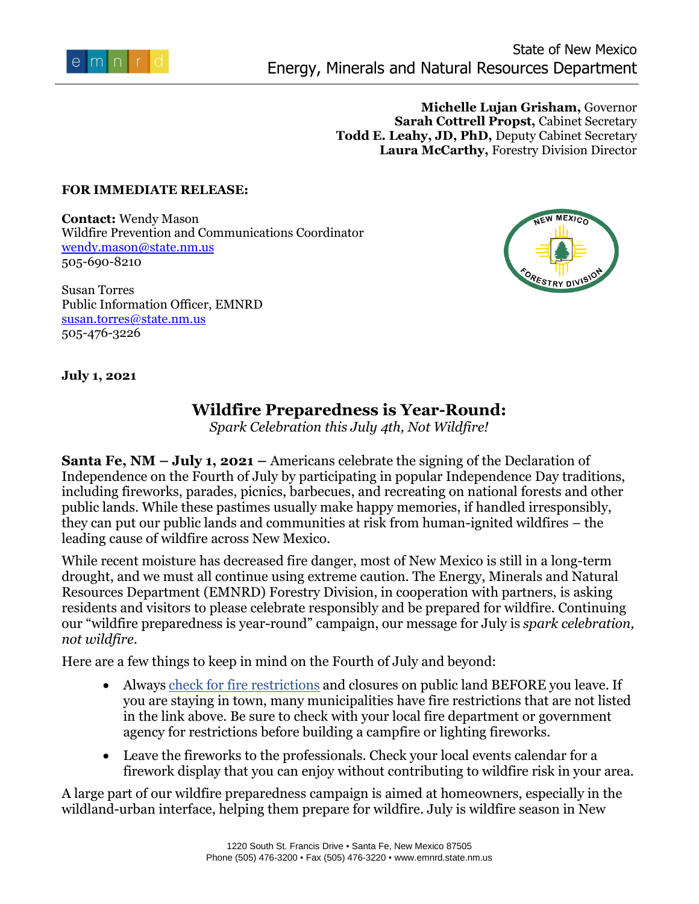State of New Mexico
Energy, Minerals and Natural Resources Department

**Michelle Lujan Grisham,** Governor
**Sarah Cottrell Propst,** Cabinet Secretary
**Todd E. Leahy, JD, PhD,** Deputy Cabinet Secretary
**Laura McCarthy,** Forestry Division Director

**FOR IMMEDIATE RELEASE:**

**Contact:** Wendy Mason
Wildfire Prevention and Communications Coordinator
wendy.mason@state.nm.us
505-690-8210

Susan Torres
Public Information Officer, EMNRD
susan.torres@state.nm.us
505-476-3226

**July 1, 2021**

# Wildfire Preparedness is Year-Round:

*Spark Celebration this July 4th, Not Wildfire!*

**Santa Fe, NM – July 1, 2021 –** Americans celebrate the signing of the Declaration of Independence on the Fourth of July by participating in popular Independence Day traditions, including fireworks, parades, picnics, barbecues, and recreating on national forests and other public lands. While these pastimes usually make happy memories, if handled irresponsibly, they can put our public lands and communities at risk from human-ignited wildfires – the leading cause of wildfire across New Mexico.

While recent moisture has decreased fire danger, most of New Mexico is still in a long-term drought, and we must all continue using extreme caution. The Energy, Minerals and Natural Resources Department (EMNRD) Forestry Division, in cooperation with partners, is asking residents and visitors to please celebrate responsibly and be prepared for wildfire. Continuing our "wildfire preparedness is year-round" campaign, our message for July is *spark celebration, not wildfire*.

Here are a few things to keep in mind on the Fourth of July and beyond:

- Always check for fire restrictions and closures on public land BEFORE you leave. If you are staying in town, many municipalities have fire restrictions that are not listed in the link above. Be sure to check with your local fire department or government agency for restrictions before building a campfire or lighting fireworks.
- Leave the fireworks to the professionals. Check your local events calendar for a firework display that you can enjoy without contributing to wildfire risk in your area.

A large part of our wildfire preparedness campaign is aimed at homeowners, especially in the wildland-urban interface, helping them prepare for wildfire. July is wildfire season in New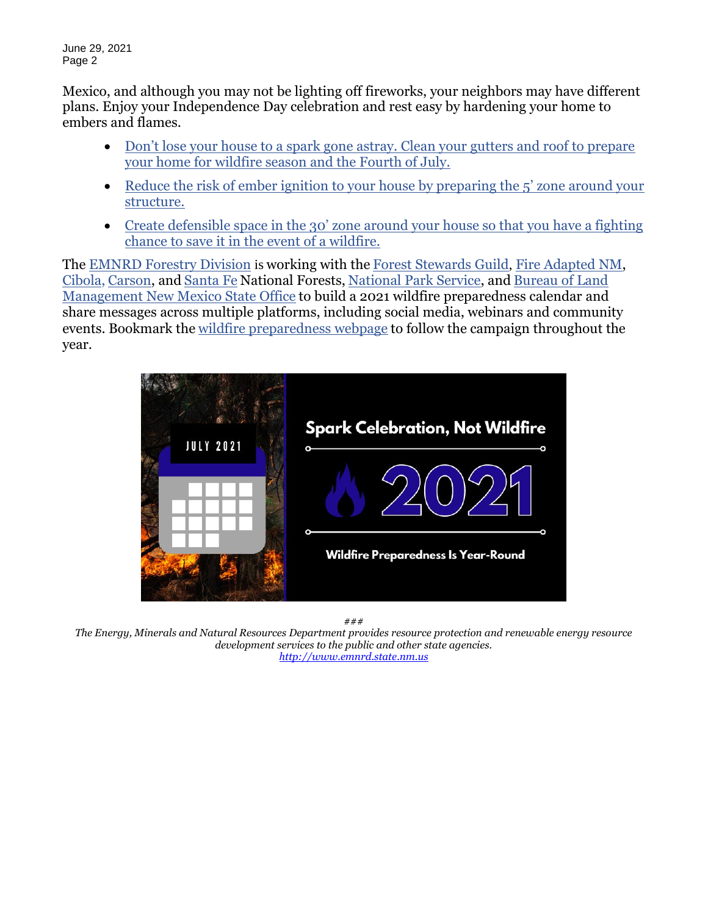Mexico, and although you may not be lighting off fireworks, your neighbors may have different plans. Enjoy your Independence Day celebration and rest easy by hardening your home to embers and flames.

- Don't lose your house to a spark gone astray. Clean your gutters and roof to prepare your home for wildfire season and the Fourth of July.
- Reduce the risk of ember ignition to your house by preparing the 5' zone around your structure.
- Create defensible space in the 30' zone around your house so that you have a fighting chance to save it in the event of a wildfire.

The EMNRD Forestry Division is working with the Forest Stewards Guild, Fire Adapted NM, Cibola, Carson, and Santa Fe National Forests, National Park Service, and Bureau of Land Management New Mexico State Office to build a 2021 wildfire preparedness calendar and share messages across multiple platforms, including social media, webinars and community events. Bookmark the wildfire preparedness webpage to follow the campaign throughout the year.

###

*The Energy, Minerals and Natural Resources Department provides resource protection and renewable energy resource development services to the public and other state agencies.*

*http://www.emnrd.state.nm.us*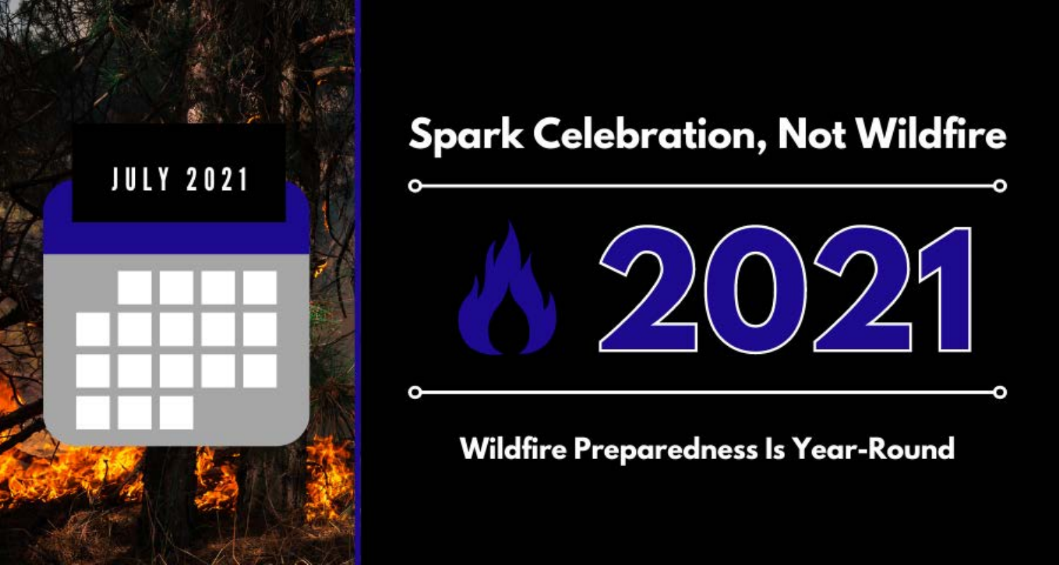JULY 2021

# Spark Celebration, Not Wildfire

# 2021

Wildfire Preparedness Is Year-Round